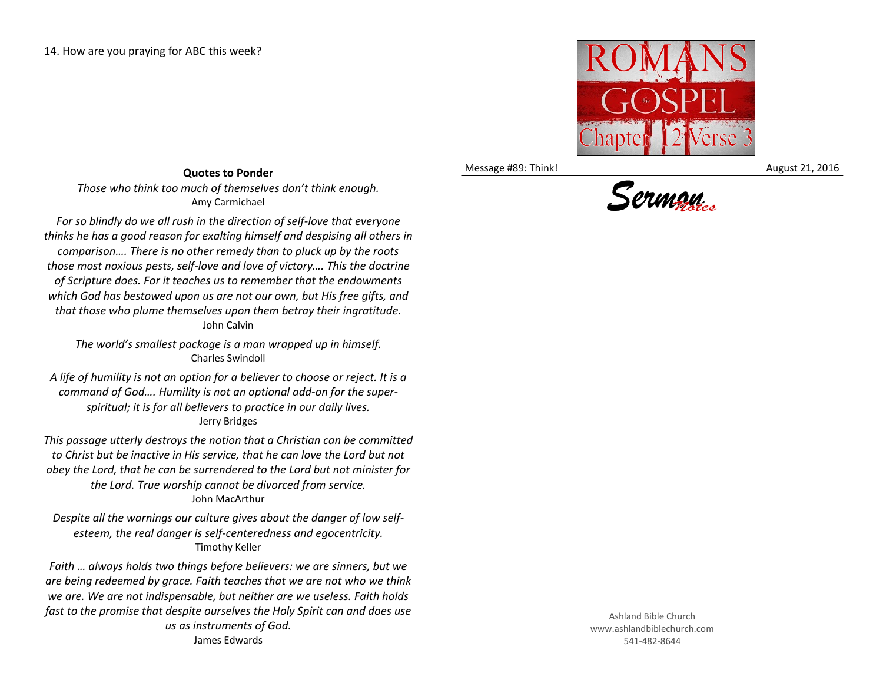14. How are you praying for ABC this week?

**Quotes to Ponder**

*Those who think too much of themselves don't think enough.*
Amy Carmichael

*For so blindly do we all rush in the direction of self-love that everyone thinks he has a good reason for exalting himself and despising all others in comparison…. There is no other remedy than to pluck up by the roots those most noxious pests, self-love and love of victory…. This the doctrine of Scripture does. For it teaches us to remember that the endowments which God has bestowed upon us are not our own, but His free gifts, and that those who plume themselves upon them betray their ingratitude.*
John Calvin

*The world's smallest package is a man wrapped up in himself.*
Charles Swindoll

*A life of humility is not an option for a believer to choose or reject. It is a command of God…. Humility is not an optional add-on for the super-spiritual; it is for all believers to practice in our daily lives.*
Jerry Bridges

*This passage utterly destroys the notion that a Christian can be committed to Christ but be inactive in His service, that he can love the Lord but not obey the Lord, that he can be surrendered to the Lord but not minister for the Lord. True worship cannot be divorced from service.*
John MacArthur

*Despite all the warnings our culture gives about the danger of low self-esteem, the real danger is self-centeredness and egocentricity.*
Timothy Keller

*Faith … always holds two things before believers: we are sinners, but we are being redeemed by grace. Faith teaches that we are not who we think we are. We are not indispensable, but neither are we useless. Faith holds fast to the promise that despite ourselves the Holy Spirit can and does use us as instruments of God.*
James Edwards

ROMANS
the GOSPEL
Chapter 12 Verse 3

Message #89: Think! August 21, 2016

*Sermon Notes*

Ashland Bible Church
www.ashlandbiblechurch.com
541-482-8644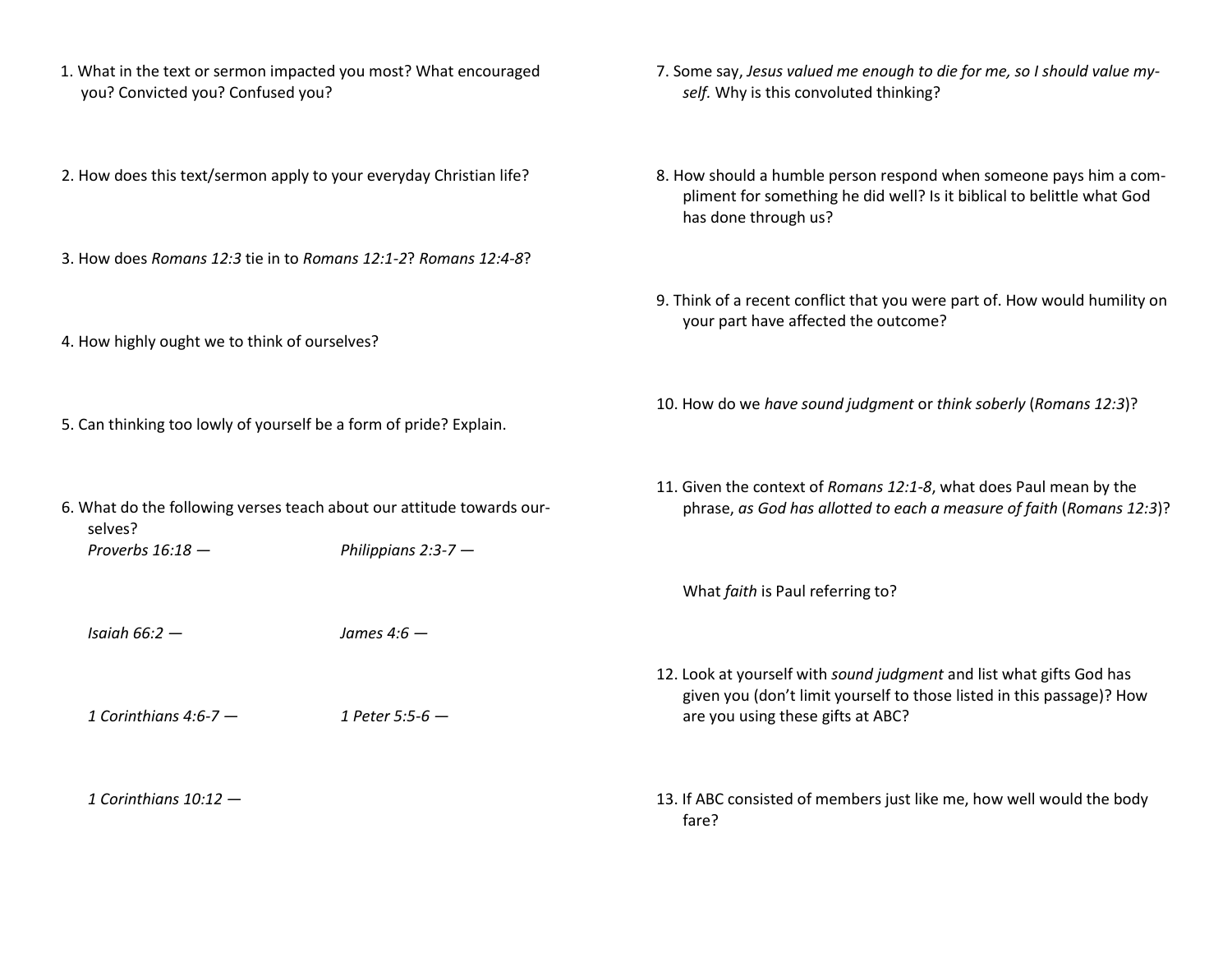1. What in the text or sermon impacted you most? What encouraged you? Convicted you? Confused you?

2. How does this text/sermon apply to your everyday Christian life?

3. How does *Romans 12:3* tie in to *Romans 12:1-2*? *Romans 12:4-8*?

4. How highly ought we to think of ourselves?

5. Can thinking too lowly of yourself be a form of pride? Explain.

6. What do the following verses teach about our attitude towards ourselves?

   *Proverbs 16:18 —*

   *Philippians 2:3-7 —*

   *Isaiah 66:2 —*

   *James 4:6 —*

   *1 Corinthians 4:6-7 —*

   *1 Peter 5:5-6 —*

   *1 Corinthians 10:12 —*

7. Some say, *Jesus valued me enough to die for me, so I should value myself.* Why is this convoluted thinking?

8. How should a humble person respond when someone pays him a compliment for something he did well? Is it biblical to belittle what God has done through us?

9. Think of a recent conflict that you were part of. How would humility on your part have affected the outcome?

10. How do we *have sound judgment* or *think soberly* (*Romans 12:3*)?

11. Given the context of *Romans 12:1-8*, what does Paul mean by the phrase, *as God has allotted to each a measure of faith* (*Romans 12:3*)?

    What *faith* is Paul referring to?

12. Look at yourself with *sound judgment* and list what gifts God has given you (don't limit yourself to those listed in this passage)? How are you using these gifts at ABC?

13. If ABC consisted of members just like me, how well would the body fare?